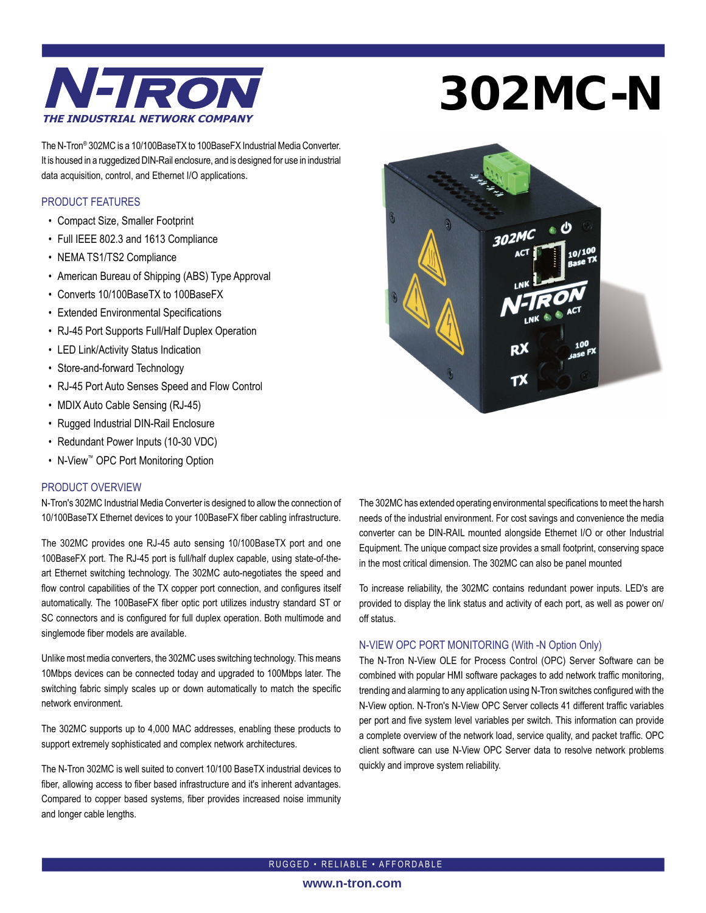# N-TRON

*THE INDUSTRIAL NETWORK COMPANY*

# 302MC-N

The N-Tron® 302MC is a 10/100BaseTX to 100BaseFX Industrial Media Converter. It is housed in a ruggedized DIN-Rail enclosure, and is designed for use in industrial data acquisition, control, and Ethernet I/O applications.

## PRODUCT FEATURES

- Compact Size, Smaller Footprint
- Full IEEE 802.3 and 1613 Compliance
- NEMA TS1/TS2 Compliance
- American Bureau of Shipping (ABS) Type Approval
- Converts 10/100BaseTX to 100BaseFX
- Extended Environmental Specifications
- RJ-45 Port Supports Full/Half Duplex Operation
- LED Link/Activity Status Indication
- Store-and-forward Technology
- RJ-45 Port Auto Senses Speed and Flow Control
- MDIX Auto Cable Sensing (RJ-45)
- Rugged Industrial DIN-Rail Enclosure
- Redundant Power Inputs (10-30 VDC)
- N-View™ OPC Port Monitoring Option

## PRODUCT OVERVIEW

N-Tron's 302MC Industrial Media Converter is designed to allow the connection of 10/100BaseTX Ethernet devices to your 100BaseFX fiber cabling infrastructure.

The 302MC provides one RJ-45 auto sensing 10/100BaseTX port and one 100BaseFX port. The RJ-45 port is full/half duplex capable, using state-of-the-art Ethernet switching technology. The 302MC auto-negotiates the speed and flow control capabilities of the TX copper port connection, and configures itself automatically. The 100BaseFX fiber optic port utilizes industry standard ST or SC connectors and is configured for full duplex operation. Both multimode and singlemode fiber models are available.

Unlike most media converters, the 302MC uses switching technology. This means 10Mbps devices can be connected today and upgraded to 100Mbps later. The switching fabric simply scales up or down automatically to match the specific network environment.

The 302MC supports up to 4,000 MAC addresses, enabling these products to support extremely sophisticated and complex network architectures.

The N-Tron 302MC is well suited to convert 10/100 BaseTX industrial devices to fiber, allowing access to fiber based infrastructure and it's inherent advantages. Compared to copper based systems, fiber provides increased noise immunity and longer cable lengths.

The 302MC has extended operating environmental specifications to meet the harsh needs of the industrial environment. For cost savings and convenience the media converter can be DIN-RAIL mounted alongside Ethernet I/O or other Industrial Equipment. The unique compact size provides a small footprint, conserving space in the most critical dimension. The 302MC can also be panel mounted

To increase reliability, the 302MC contains redundant power inputs. LED's are provided to display the link status and activity of each port, as well as power on/off status.

## N-VIEW OPC PORT MONITORING (With -N Option Only)

The N-Tron N-View OLE for Process Control (OPC) Server Software can be combined with popular HMI software packages to add network traffic monitoring, trending and alarming to any application using N-Tron switches configured with the N-View option. N-Tron's N-View OPC Server collects 41 different traffic variables per port and five system level variables per switch. This information can provide a complete overview of the network load, service quality, and packet traffic. OPC client software can use N-View OPC Server data to resolve network problems quickly and improve system reliability.

RUGGED • RELIABLE • AFFORDABLE

www.n-tron.com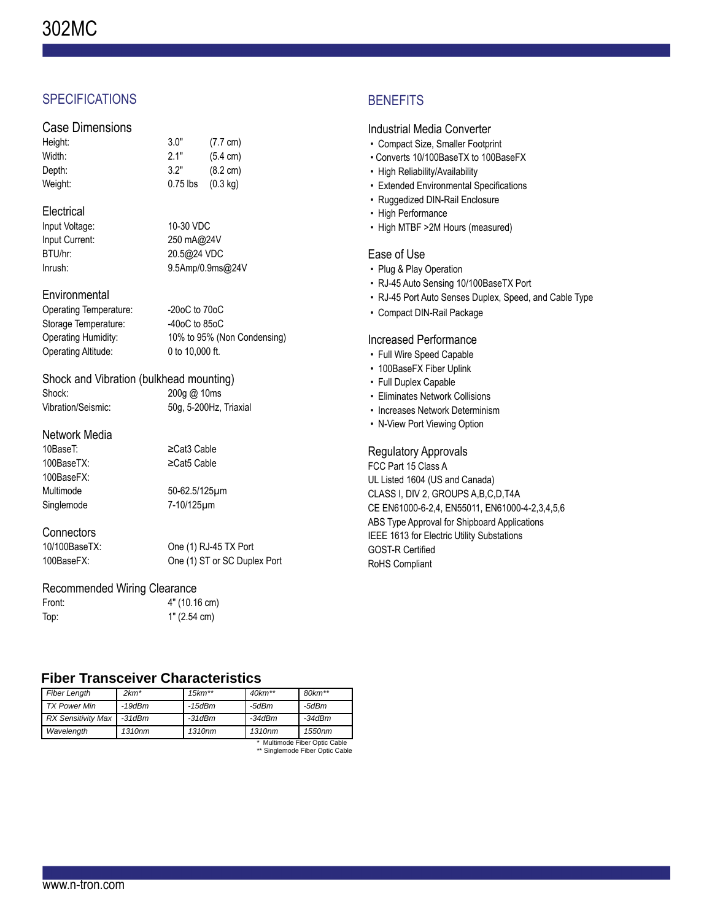# 302MC

## SPECIFICATIONS

### Case Dimensions

| | | |
|---|---|---|
| Height: | 3.0" | (7.7 cm) |
| Width: | 2.1" | (5.4 cm) |
| Depth: | 3.2" | (8.2 cm) |
| Weight: | 0.75 lbs | (0.3 kg) |

### Electrical

| | |
|---|---|
| Input Voltage: | 10-30 VDC |
| Input Current: | 250 mA@24V |
| BTU/hr: | 20.5@24 VDC |
| Inrush: | 9.5Amp/0.9ms@24V |

### Environmental

| | |
|---|---|
| Operating Temperature: | -20oC to 70oC |
| Storage Temperature: | -40oC to 85oC |
| Operating Humidity: | 10% to 95% (Non Condensing) |
| Operating Altitude: | 0 to 10,000 ft. |

### Shock and Vibration (bulkhead mounting)

| | |
|---|---|
| Shock: | 200g @ 10ms |
| Vibration/Seismic: | 50g, 5-200Hz, Triaxial |

### Network Media

| | |
|---|---|
| 10BaseT: | ≥Cat3 Cable |
| 100BaseTX: | ≥Cat5 Cable |
| 100BaseFX: | |
| Multimode | 50-62.5/125µm |
| Singlemode | 7-10/125µm |

### Connectors

| | |
|---|---|
| 10/100BaseTX: | One (1) RJ-45 TX Port |
| 100BaseFX: | One (1) ST or SC Duplex Port |

### Recommended Wiring Clearance

| | |
|---|---|
| Front: | 4" (10.16 cm) |
| Top: | 1" (2.54 cm) |

## BENEFITS

### Industrial Media Converter

- Compact Size, Smaller Footprint
- Converts 10/100BaseTX to 100BaseFX
- High Reliability/Availability
- Extended Environmental Specifications
- Ruggedized DIN-Rail Enclosure
- High Performance
- High MTBF >2M Hours (measured)

### Ease of Use

- Plug & Play Operation
- RJ-45 Auto Sensing 10/100BaseTX Port
- RJ-45 Port Auto Senses Duplex, Speed, and Cable Type
- Compact DIN-Rail Package

### Increased Performance

- Full Wire Speed Capable
- 100BaseFX Fiber Uplink
- Full Duplex Capable
- Eliminates Network Collisions
- Increases Network Determinism
- N-View Port Viewing Option

### Regulatory Approvals

FCC Part 15 Class A
UL Listed 1604 (US and Canada)
CLASS I, DIV 2, GROUPS A,B,C,D,T4A
CE EN61000-6-2,4, EN55011, EN61000-4-2,3,4,5,6
ABS Type Approval for Shipboard Applications
IEEE 1613 for Electric Utility Substations
GOST-R Certified
RoHS Compliant

## Fiber Transceiver Characteristics

| *Fiber Length* | *2km** | *15km*** | *40km*** | *80km*** |
|---|---|---|---|---|
| *TX Power Min* | *-19dBm* | *-15dBm* | *-5dBm* | *-5dBm* |
| *RX Sensitivity Max* | *-31dBm* | *-31dBm* | *-34dBm* | *-34dBm* |
| *Wavelength* | *1310nm* | *1310nm* | *1310nm* | *1550nm* |

\* Multimode Fiber Optic Cable
** Singlemode Fiber Optic Cable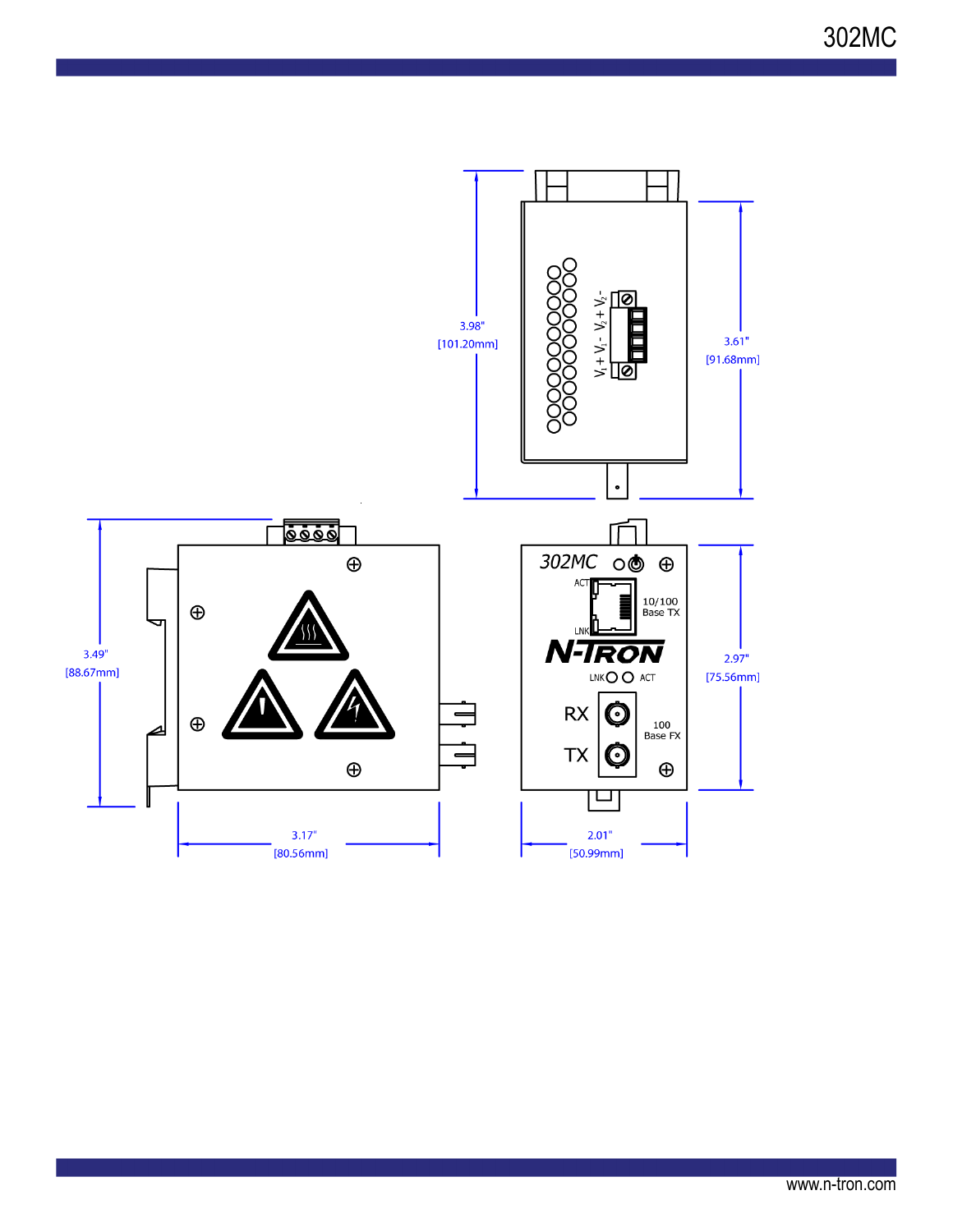3.98"
[101.20mm]

3.61"
[91.68mm]

$V_1+$ $V_1-$ $V_2+$ $V_2-$

3.49"
[88.67mm]

3.17"
[80.56mm]

302MC

ACT

10/100
Base TX

LNK

N-TRON

LNK ACT

RX

TX

100
Base FX

2.97"
[75.56mm]

2.01"
[50.99mm]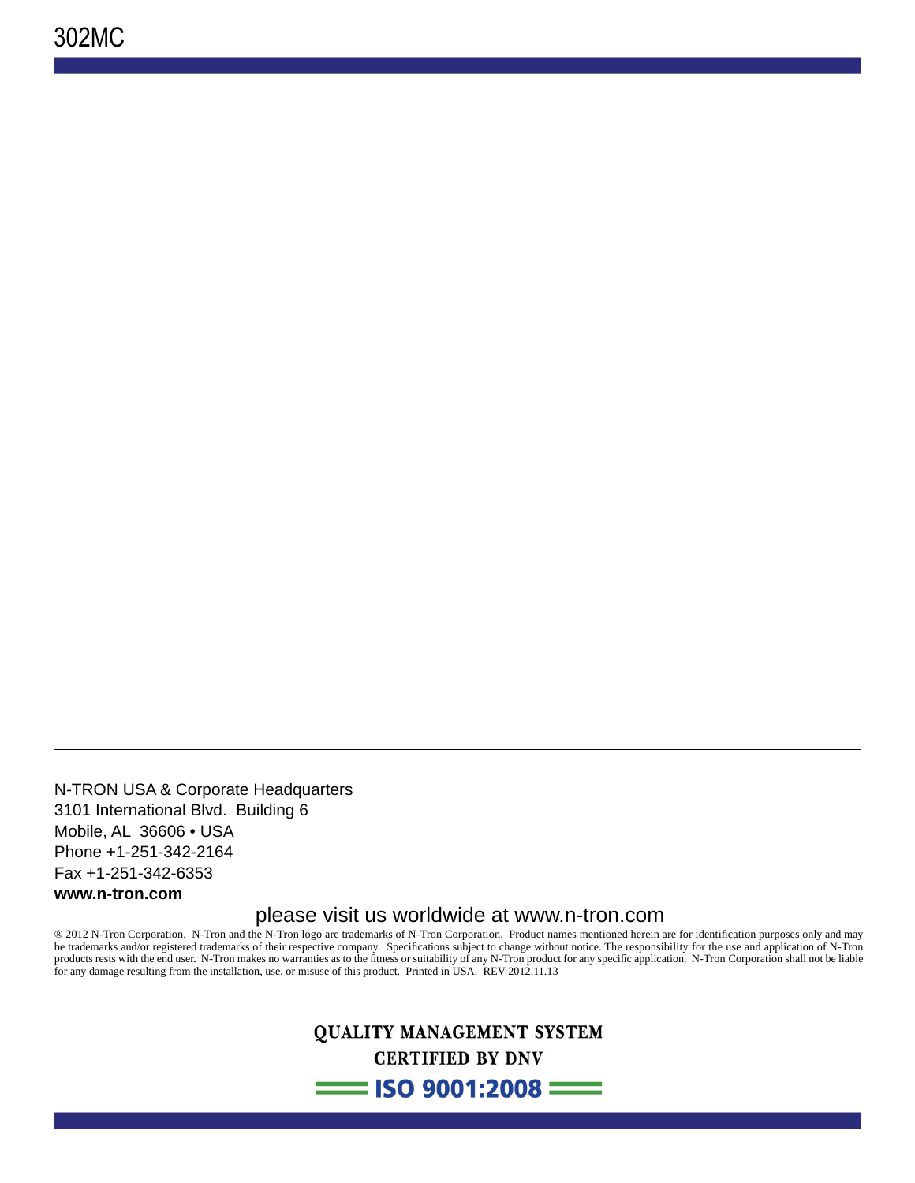N-TRON USA & Corporate Headquarters
3101 International Blvd.  Building 6
Mobile, AL  36606 • USA
Phone +1-251-342-2164
Fax +1-251-342-6353
**www.n-tron.com**

please visit us worldwide at www.n-tron.com

® 2012 N-Tron Corporation.  N-Tron and the N-Tron logo are trademarks of N-Tron Corporation.  Product names mentioned herein are for identification purposes only and may be trademarks and/or registered trademarks of their respective company.  Specifications subject to change without notice. The responsibility for the use and application of N-Tron products rests with the end user.  N-Tron makes no warranties as to the fitness or suitability of any N-Tron product for any specific application.  N-Tron Corporation shall not be liable for any damage resulting from the installation, use, or misuse of this product.  Printed in USA.  REV 2012.11.13

**QUALITY MANAGEMENT SYSTEM**
**CERTIFIED BY DNV**
**ISO 9001:2008**